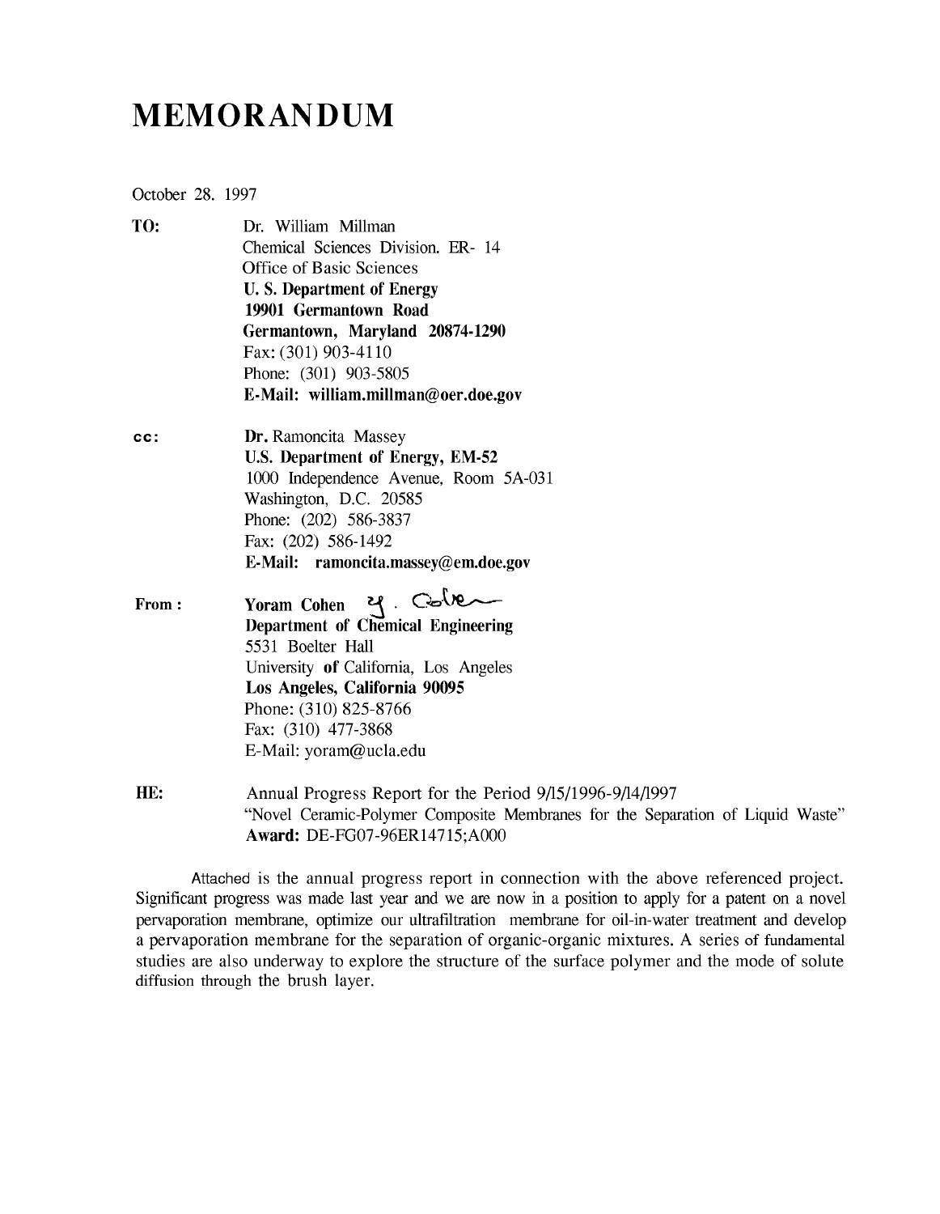# MEMORANDUM

October 28. 1997

**TO:** Dr. William Millman
Chemical Sciences Division. ER- 14
Office of Basic Sciences
**U. S. Department of Energy**
**19901 Germantown Road**
**Germantown, Maryland 20874-1290**
Fax: (301) 903-4110
Phone: (301) 903-5805
**E-Mail: william.millman@oer.doe.gov**

**cc:** **Dr.** Ramoncita Massey
**U.S. Department of Energy, EM-52**
1000 Independence Avenue, Room 5A-031
Washington, D.C. 20585
Phone: (202) 586-3837
Fax: (202) 586-1492
**E-Mail: ramoncita.massey@em.doe.gov**

**From :** **Yoram Cohen** Y. Cohen
**Department of Chemical Engineering**
5531 Boelter Hall
University **of** California, Los Angeles
**Los Angeles, California 90095**
Phone: (310) 825-8766
Fax: (310) 477-3868
E-Mail: yoram@ucla.edu

**HE:** Annual Progress Report for the Period 9/15/1996-9/14/1997
"Novel Ceramic-Polymer Composite Membranes for the Separation of Liquid Waste"
**Award:** DE-FG07-96ER14715;A000

Attached is the annual progress report in connection with the above referenced project. Significant progress was made last year and we are now in a position to apply for a patent on a novel pervaporation membrane, optimize our ultrafiltration membrane for oil-in-water treatment and develop a pervaporation membrane for the separation of organic-organic mixtures. A series of fundamental studies are also underway to explore the structure of the surface polymer and the mode of solute diffusion through the brush layer.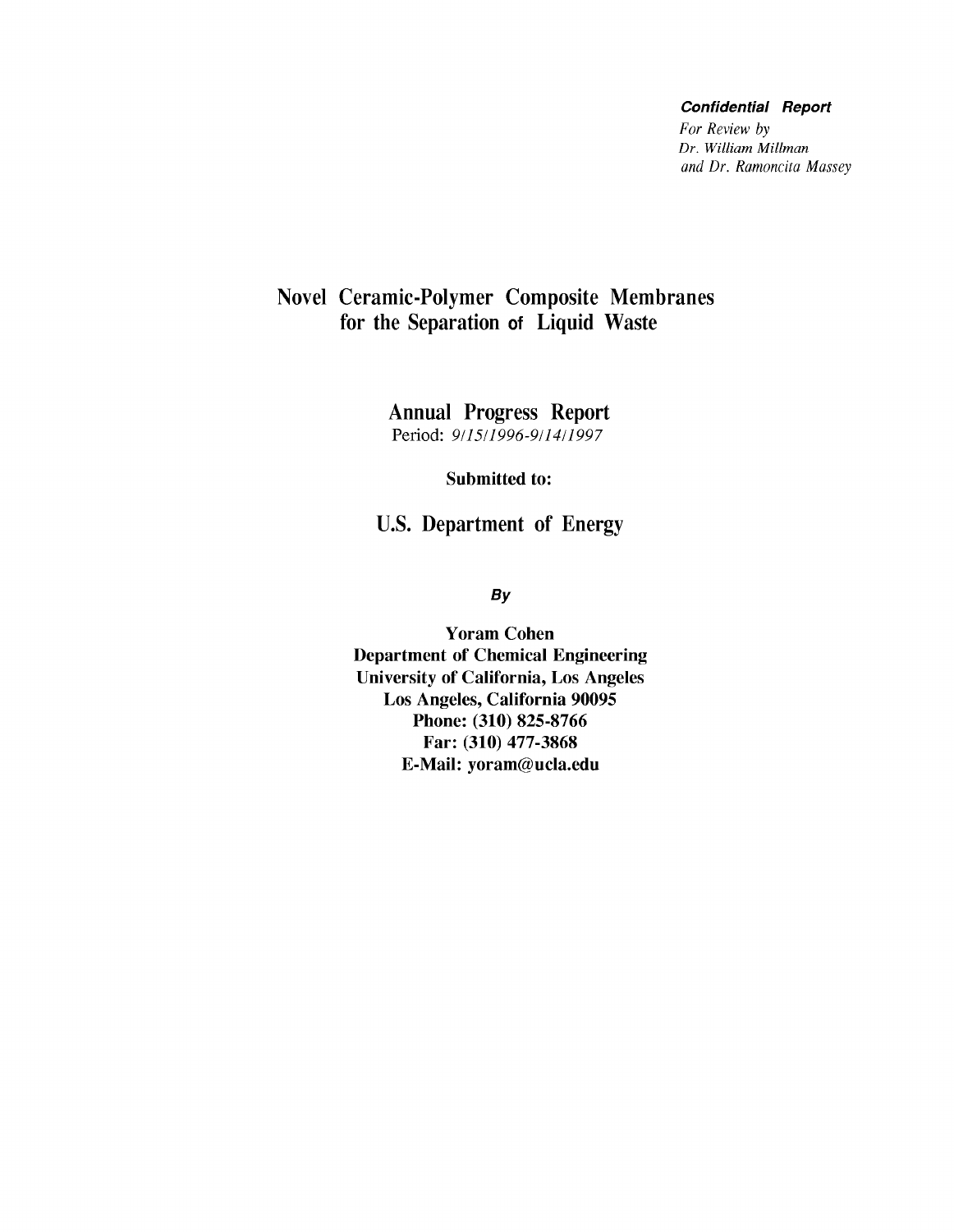***Confidential Report***

*For Review by*
*Dr. William Millman*
*and Dr. Ramoncita Massey*

# Novel Ceramic-Polymer Composite Membranes for the Separation of Liquid Waste

## Annual Progress Report

Period: *9/15/1996-9/14/1997*

**Submitted to:**

## U.S. Department of Energy

***By***

**Yoram Cohen**
**Department of Chemical Engineering**
**University of California, Los Angeles**
**Los Angeles, California 90095**
**Phone: (310) 825-8766**
**Far: (310) 477-3868**
**E-Mail: yoram@ucla.edu**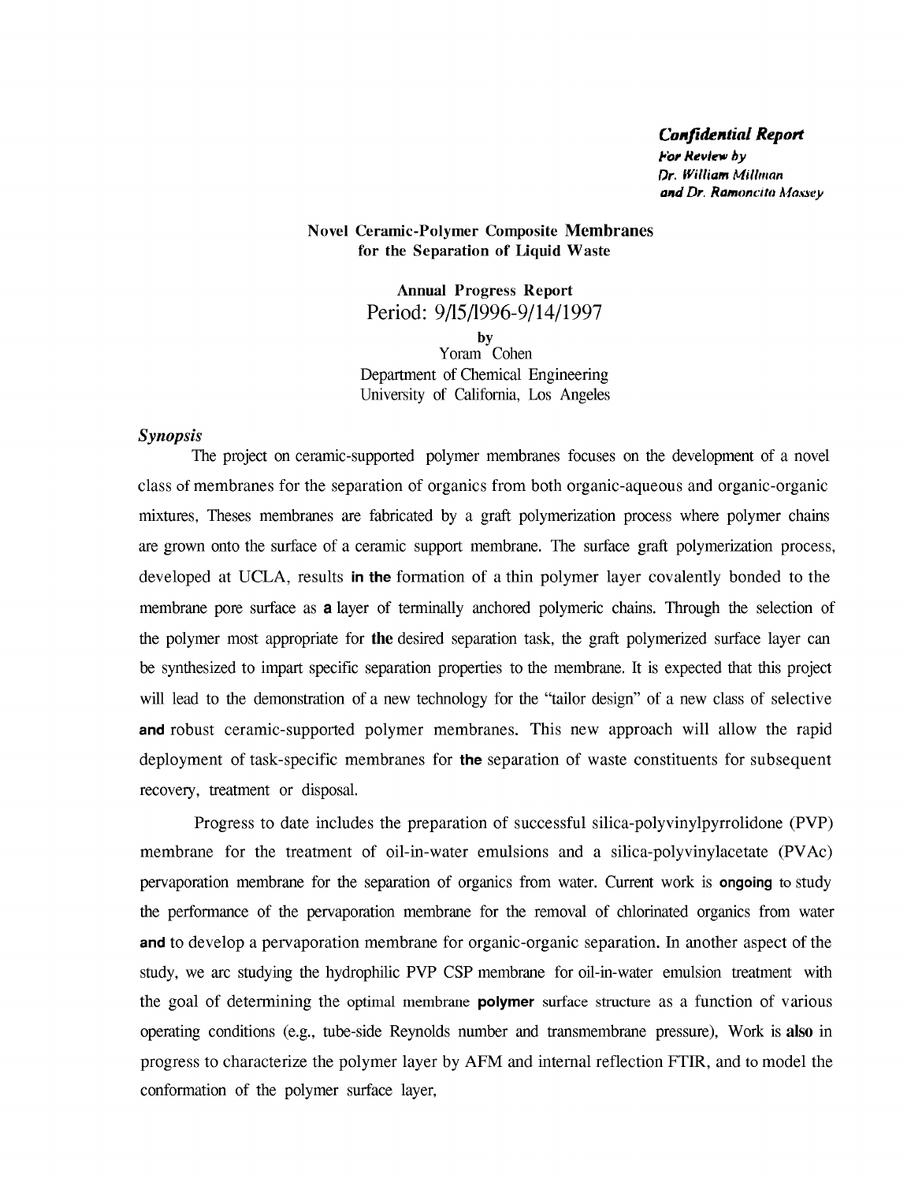*Confidential Report*
*For Review by*
*Dr. William Millman*
*and Dr. Ramoncita Massey*

**Novel Ceramic-Polymer Composite Membranes for the Separation of Liquid Waste**

**Annual Progress Report**
Period: 9/15/1996-9/14/1997

by
Yoram Cohen
Department of Chemical Engineering
University of California, Los Angeles

### *Synopsis*

The project on ceramic-supported polymer membranes focuses on the development of a novel class of membranes for the separation of organics from both organic-aqueous and organic-organic mixtures, Theses membranes are fabricated by a graft polymerization process where polymer chains are grown onto the surface of a ceramic support membrane. The surface graft polymerization process, developed at UCLA, results in the formation of a thin polymer layer covalently bonded to the membrane pore surface as a layer of terminally anchored polymeric chains. Through the selection of the polymer most appropriate for the desired separation task, the graft polymerized surface layer can be synthesized to impart specific separation properties to the membrane. It is expected that this project will lead to the demonstration of a new technology for the "tailor design" of a new class of selective and robust ceramic-supported polymer membranes. This new approach will allow the rapid deployment of task-specific membranes for the separation of waste constituents for subsequent recovery, treatment or disposal.

Progress to date includes the preparation of successful silica-polyvinylpyrrolidone (PVP) membrane for the treatment of oil-in-water emulsions and a silica-polyvinylacetate (PVAc) pervaporation membrane for the separation of organics from water. Current work is ongoing to study the performance of the pervaporation membrane for the removal of chlorinated organics from water and to develop a pervaporation membrane for organic-organic separation. In another aspect of the study, we arc studying the hydrophilic PVP CSP membrane for oil-in-water emulsion treatment with the goal of determining the optimal membrane polymer surface structure as a function of various operating conditions (e.g., tube-side Reynolds number and transmembrane pressure), Work is also in progress to characterize the polymer layer by AFM and internal reflection FTIR, and to model the conformation of the polymer surface layer,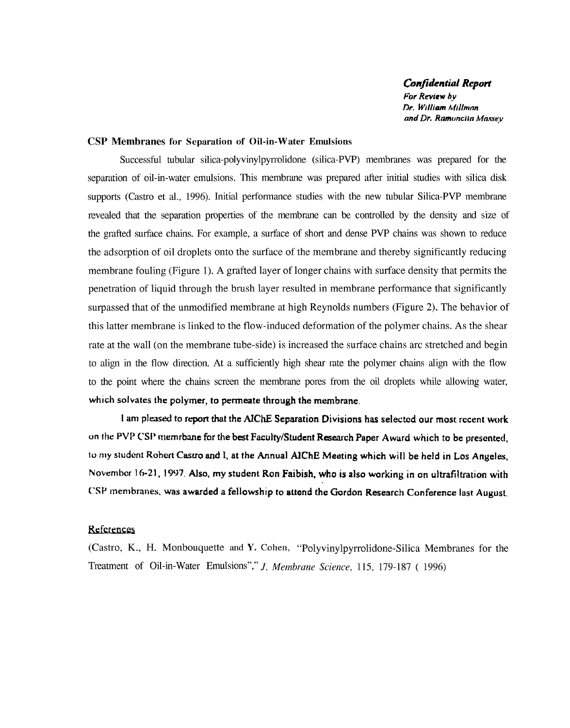***Confidential Report***
***For Review by***
***Dr. William Millman***
***and Dr. Ramoncita Massey***

**CSP Membranes for Separation of Oil-in-Water Emulsions**

Successful tubular silica-polyvinylpyrrolidone (silica-PVP) membranes was prepared for the separation of oil-in-water emulsions. This membrane was prepared after initial studies with silica disk supports (Castro et al., 1996). Initial performance studies with the new tubular Silica-PVP membrane revealed that the separation properties of the membrane can be controlled by the density and size of the grafted surface chains. For example, a surface of short and dense PVP chains was shown to reduce the adsorption of oil droplets onto the surface of the membrane and thereby significantly reducing membrane fouling (Figure 1). A grafted layer of longer chains with surface density that permits the penetration of liquid through the brush layer resulted in membrane performance that significantly surpassed that of the unmodified membrane at high Reynolds numbers (Figure 2). The behavior of this latter membrane is linked to the flow-induced deformation of the polymer chains. As the shear rate at the wall (on the membrane tube-side) is increased the surface chains arc stretched and begin to align in the flow direction. At a sufficiently high shear rate the polymer chains align with the flow to the point where the chains screen the membrane pores from the oil droplets while allowing water, which solvates the polymer, to permeate through the membrane.

I am pleased to report that the AIChE Separation Divisions has selected our most recent work on the PVP CSP memrbane for the best Faculty/Student Research Paper Award which to be presented, to my student Robert Castro and I, at the Annual AIChE Meeting which will be held in Los Angeles, November 16-21, 1997. Also, my student Ron Faibish, who is also working in on ultrafiltration with CSP membranes, was awarded a fellowship to attend the Gordon Research Conference last August.

## References

(Castro, K., H. Monbouquette and Y. Cohen, "Polyvinylpyrrolidone-Silica Membranes for the Treatment of Oil-in-Water Emulsions"," *J. Membrane Science,* 115, 179-187 ( 1996)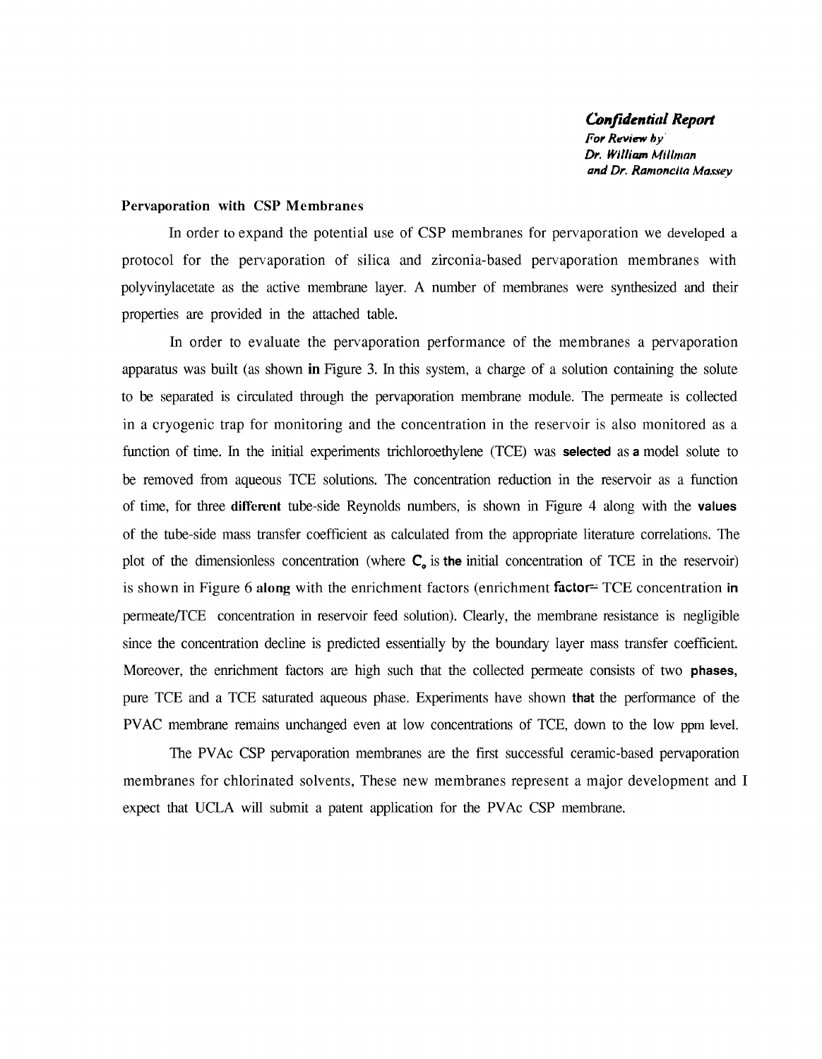***Confidential Report***
***For Review by***
***Dr. William Millman***
***and Dr. Ramoncita Massey***

**Pervaporation with CSP Membranes**

In order to expand the potential use of CSP membranes for pervaporation we developed a protocol for the pervaporation of silica and zirconia-based pervaporation membranes with polyvinylacetate as the active membrane layer. A number of membranes were synthesized and their properties are provided in the attached table.

In order to evaluate the pervaporation performance of the membranes a pervaporation apparatus was built (as shown in Figure 3. In this system, a charge of a solution containing the solute to be separated is circulated through the pervaporation membrane module. The permeate is collected in a cryogenic trap for monitoring and the concentration in the reservoir is also monitored as a function of time. In the initial experiments trichloroethylene (TCE) was selected as a model solute to be removed from aqueous TCE solutions. The concentration reduction in the reservoir as a function of time, for three different tube-side Reynolds numbers, is shown in Figure 4 along with the values of the tube-side mass transfer coefficient as calculated from the appropriate literature correlations. The plot of the dimensionless concentration (where $C_o$ is the initial concentration of TCE in the reservoir) is shown in Figure 6 along with the enrichment factors (enrichment factor= TCE concentration in permeate/TCE concentration in reservoir feed solution). Clearly, the membrane resistance is negligible since the concentration decline is predicted essentially by the boundary layer mass transfer coefficient. Moreover, the enrichment factors are high such that the collected permeate consists of two phases, pure TCE and a TCE saturated aqueous phase. Experiments have shown that the performance of the PVAC membrane remains unchanged even at low concentrations of TCE, down to the low ppm level.

The PVAc CSP pervaporation membranes are the first successful ceramic-based pervaporation membranes for chlorinated solvents, These new membranes represent a major development and I expect that UCLA will submit a patent application for the PVAc CSP membrane.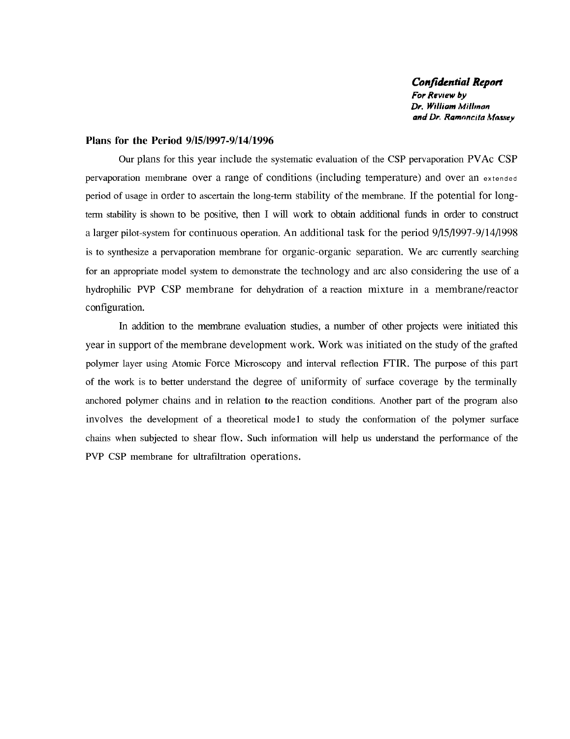***Confidential Report***
***For Review by***
***Dr. William Millman***
***and Dr. Ramoncita Massey***

**Plans for the Period 9/15/1997-9/14/1996**

Our plans for this year include the systematic evaluation of the CSP pervaporation PVAc CSP pervaporation membrane over a range of conditions (including temperature) and over an extended period of usage in order to ascertain the long-term stability of the membrane. If the potential for long-term stability is shown to be positive, then I will work to obtain additional funds in order to construct a larger pilot-system for continuous operation. An additional task for the period 9/15/1997-9/14/1998 is to synthesize a pervaporation membrane for organic-organic separation. We arc currently searching for an appropriate model system to demonstrate the technology and arc also considering the use of a hydrophilic PVP CSP membrane for dehydration of a reaction mixture in a membrane/reactor configuration.

In addition to the membrane evaluation studies, a number of other projects were initiated this year in support of the membrane development work. Work was initiated on the study of the grafted polymer layer using Atomic Force Microscopy and interval reflection FTIR. The purpose of this part of the work is to better understand the degree of uniformity of surface coverage by the terminally anchored polymer chains and in relation to the reaction conditions. Another part of the program also involves the development of a theoretical mode1 to study the conformation of the polymer surface chains when subjected to shear flow. Such information will help us understand the performance of the PVP CSP membrane for ultrafiltration operations.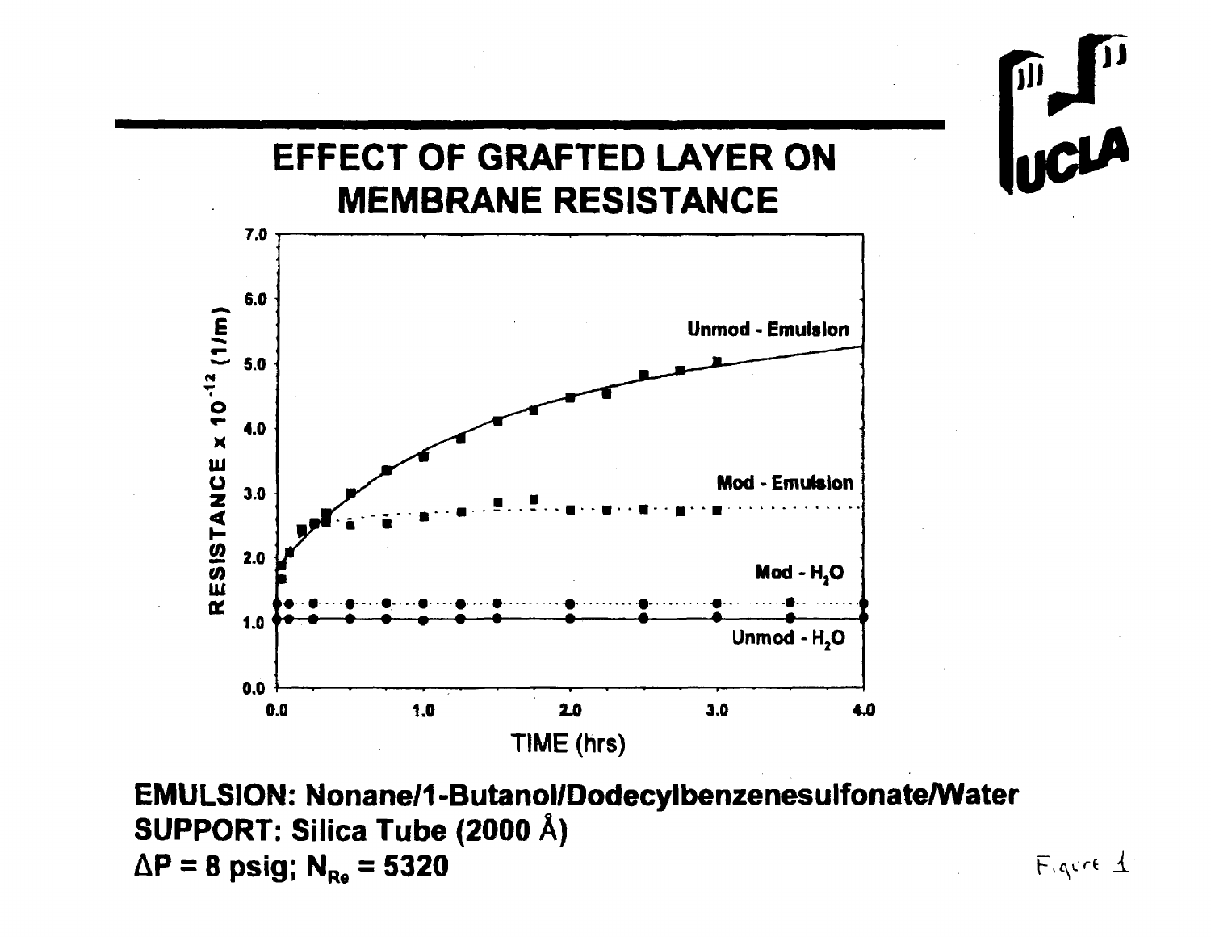# EFFECT OF GRAFTED LAYER ON MEMBRANE RESISTANCE

**EMULSION: Nonane/1-Butanol/Dodecylbenzenesulfonate/Water**
**SUPPORT: Silica Tube (2000 Å)**
**$\Delta P$ = 8 psig; $N_{Re}$ = 5320**

Figure 1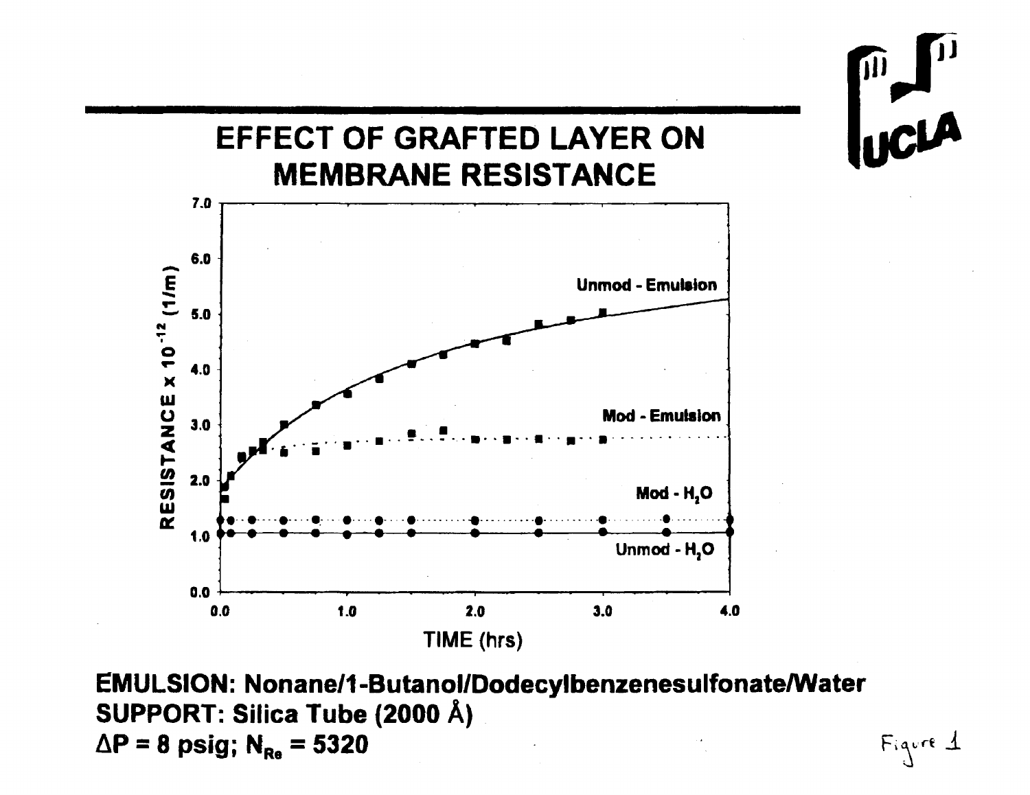# EFFECT OF GRAFTED LAYER ON MEMBRANE RESISTANCE

**EMULSION: Nonane/1-Butanol/Dodecylbenzenesulfonate/Water**
**SUPPORT: Silica Tube (2000 Å)**
**$\Delta P$ = 8 psig; $N_{Re}$ = 5320**

Figure 1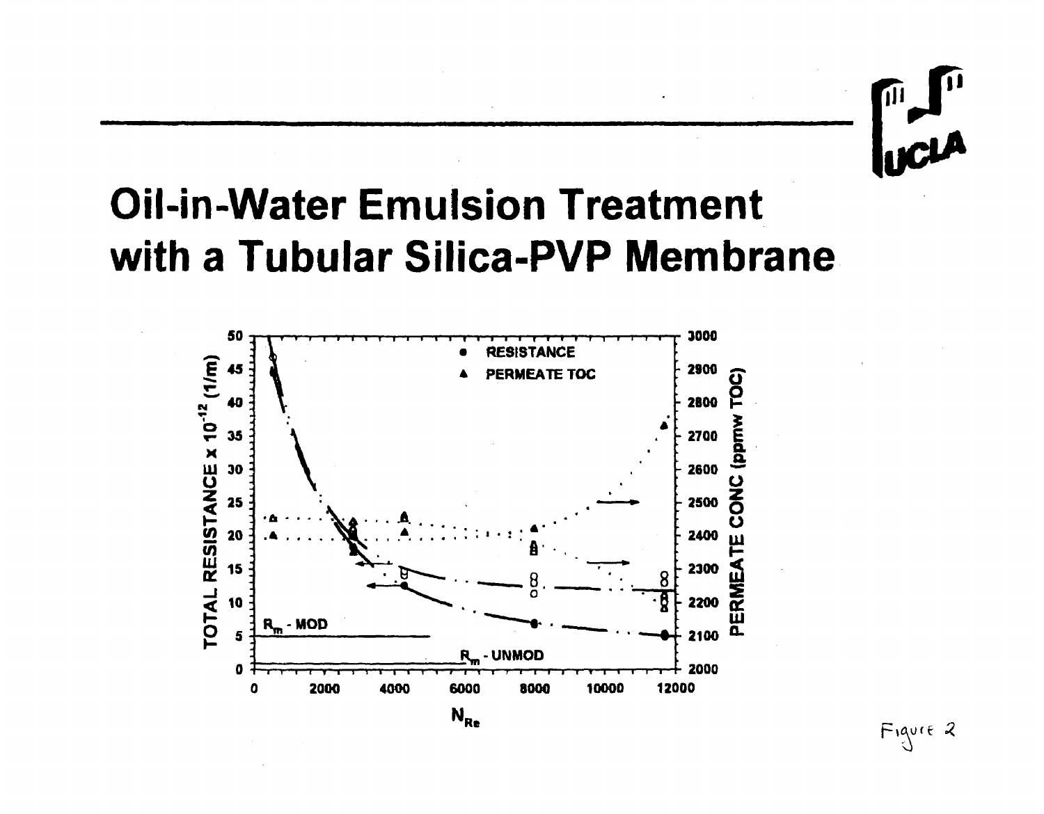# Oil-in-Water Emulsion Treatment with a Tubular Silica-PVP Membrane

Figure 2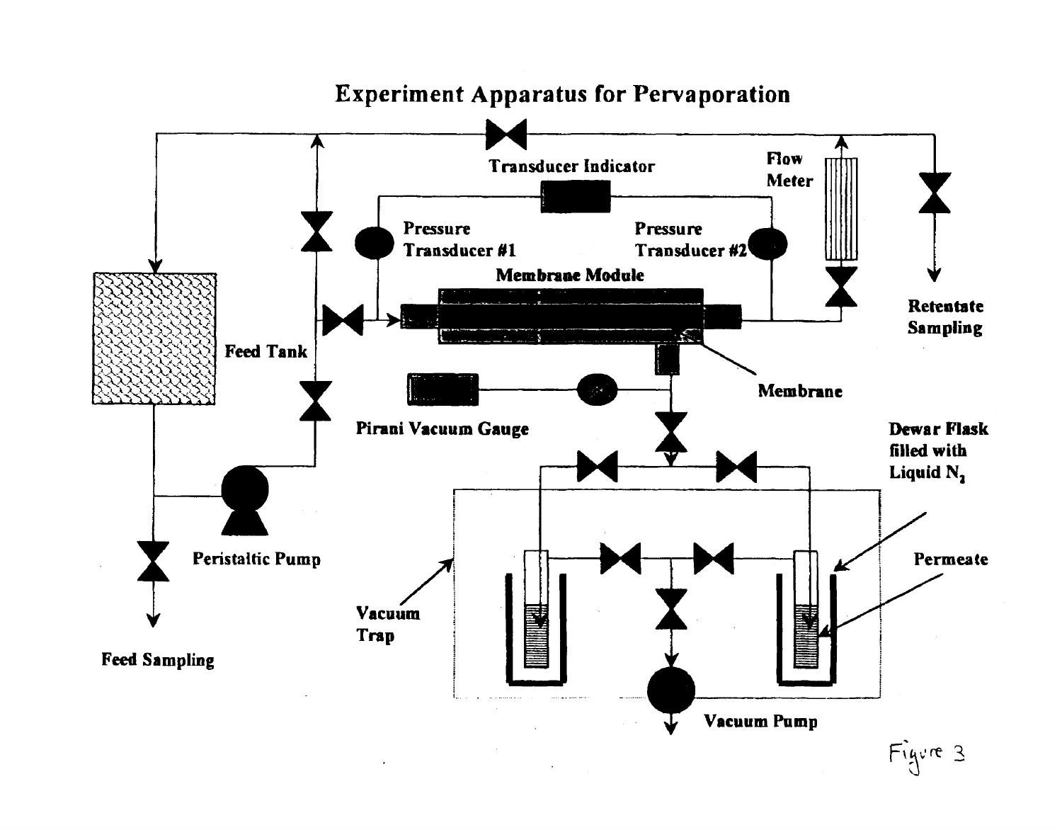# Experiment Apparatus for Pervaporation

Figure 3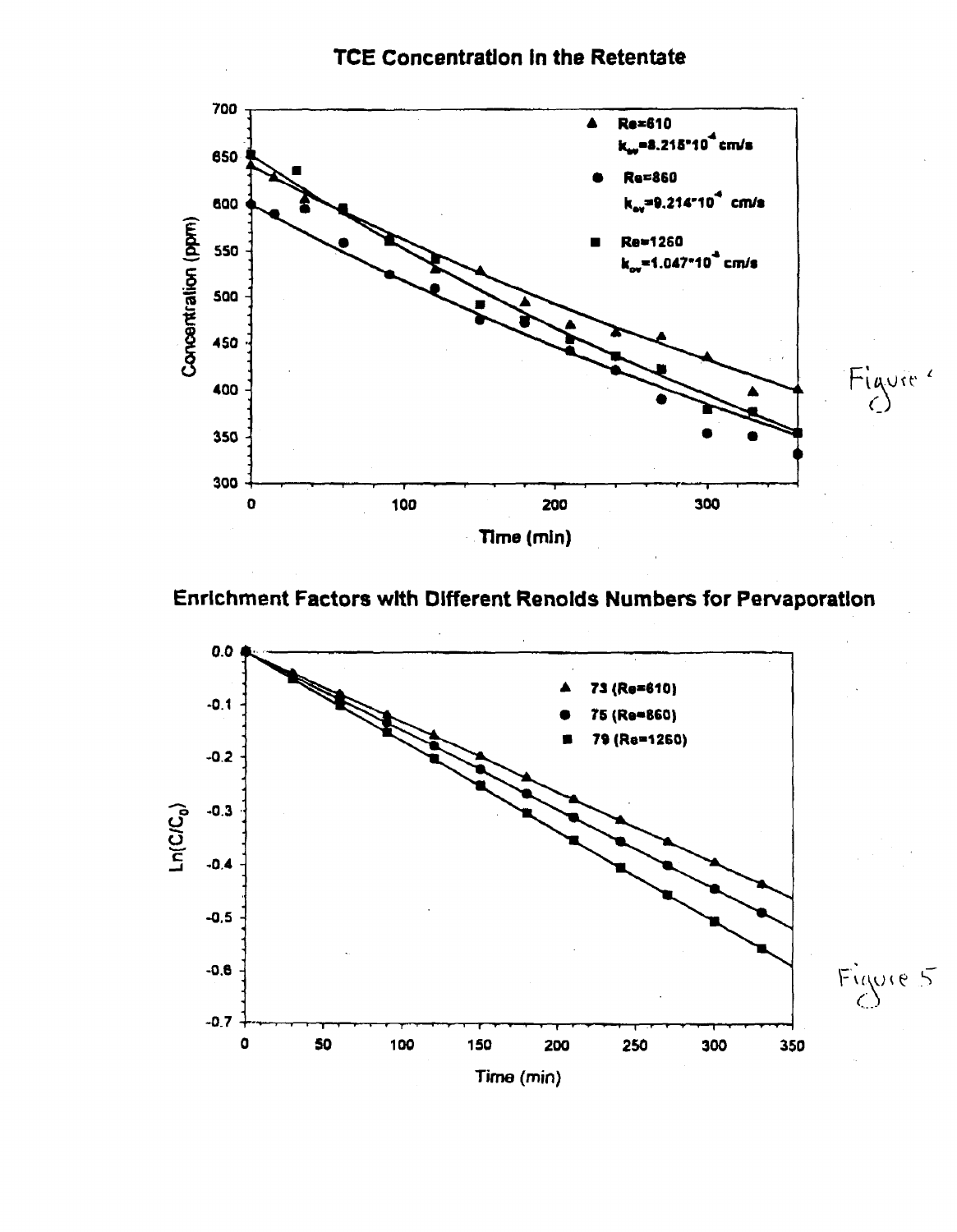## TCE Concentration in the Retentate

Figure 4

## Enrichment Factors with Different Renolds Numbers for Pervaporation

Figure 5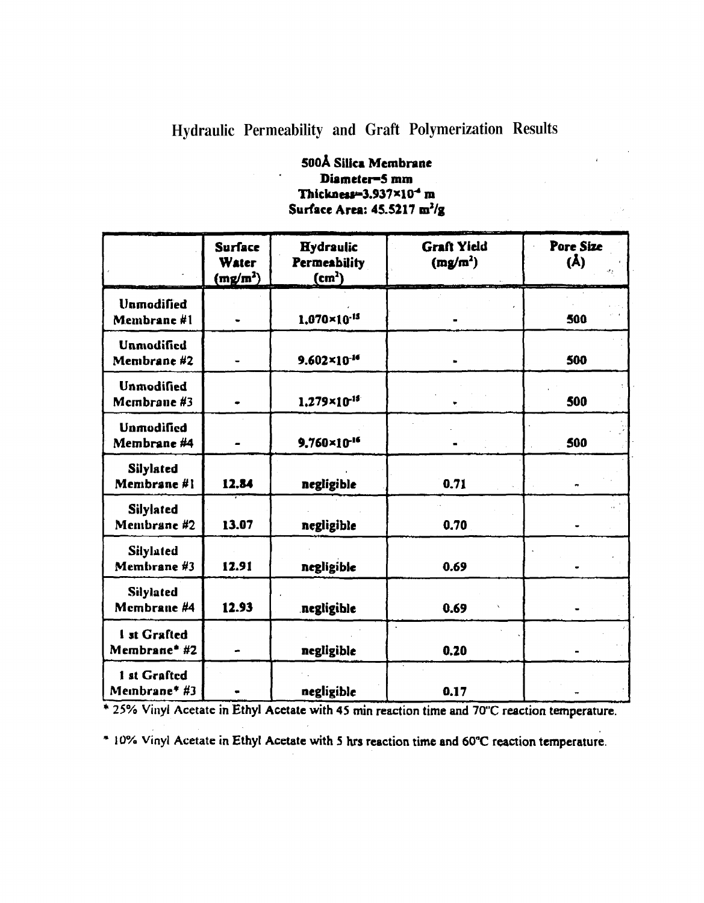# Hydraulic Permeability and Graft Polymerization Results

**500Å Silica Membrane**
**Diameter=5 mm**
**Thickness=3.937×10$^{-4}$ m**
**Surface Area: 45.5217 m$^2$/g**

| | Surface Water (mg/m$^2$) | Hydraulic Permeability (cm$^2$) | Graft Yield (mg/m$^2$) | Pore Size (Å) |
|---|---|---|---|---|
| Unmodified Membrane #1 | - | $1.070\times10^{-15}$ | - | 500 |
| Unmodified Membrane #2 | - | $9.602\times10^{-16}$ | - | 500 |
| Unmodified Membrane #3 | - | $1.279\times10^{-15}$ | - | 500 |
| Unmodified Membrane #4 | - | $9.760\times10^{-16}$ | - | 500 |
| Silylated Membrane #1 | 12.84 | negligible | 0.71 | - |
| Silylated Membrane #2 | 13.07 | negligible | 0.70 | - |
| Silylated Membrane #3 | 12.91 | negligible | 0.69 | - |
| Silylated Membrane #4 | 12.93 | negligible | 0.69 | - |
| 1 st Grafted Membrane* #2 | - | negligible | 0.20 | - |
| 1 st Grafted Membrane* #3 | - | negligible | 0.17 | - |

* 25% Vinyl Acetate in Ethyl Acetate with 45 min reaction time and 70°C reaction temperature.

* 10% Vinyl Acetate in Ethyl Acetate with 5 hrs reaction time and 60°C reaction temperature.